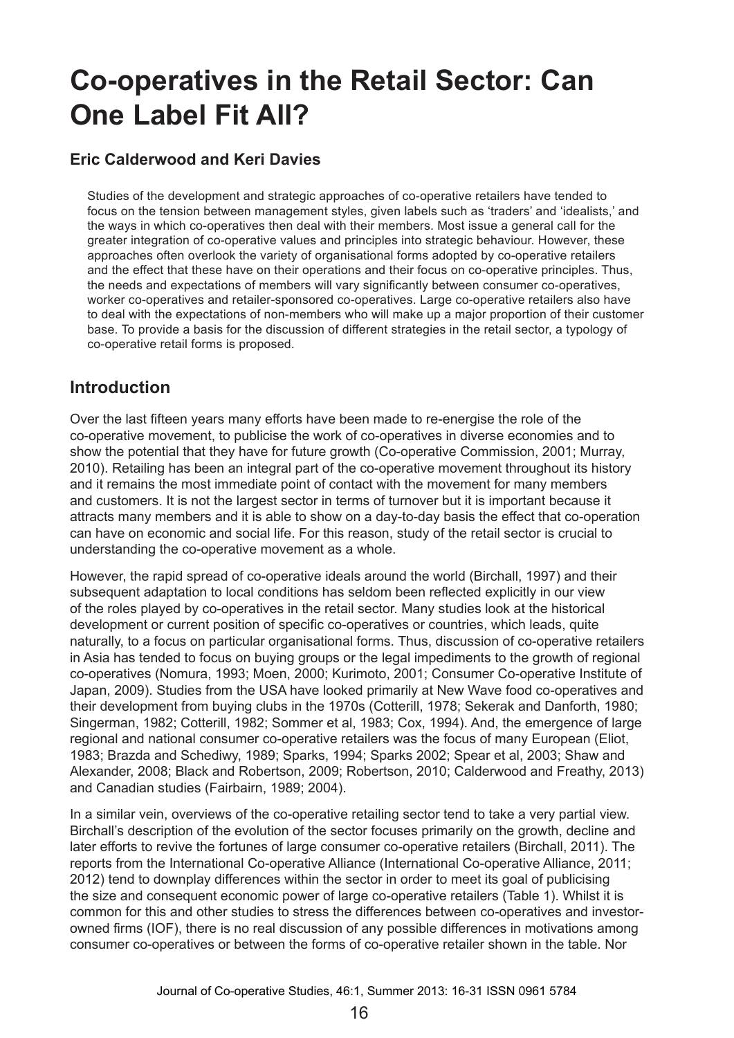# Co-operatives in the Retail Sector: Can One Label Fit All?

### Eric Calderwood and Keri Davies

Studies of the development and strategic approaches of co-operative retailers have tended to focus on the tension between management styles, given labels such as 'traders' and 'idealists,' and the ways in which co-operatives then deal with their members. Most issue a general call for the greater integration of co-operative values and principles into strategic behaviour. However, these approaches often overlook the variety of organisational forms adopted by co-operative retailers and the effect that these have on their operations and their focus on co-operative principles. Thus, the needs and expectations of members will vary significantly between consumer co-operatives, worker co-operatives and retailer-sponsored co-operatives. Large co-operative retailers also have to deal with the expectations of non-members who will make up a major proportion of their customer base. To provide a basis for the discussion of different strategies in the retail sector, a typology of co-operative retail forms is proposed.

## Introduction

Over the last fifteen years many efforts have been made to re-energise the role of the co-operative movement, to publicise the work of co-operatives in diverse economies and to show the potential that they have for future growth (Co-operative Commission, 2001; Murray, 2010). Retailing has been an integral part of the co-operative movement throughout its history and it remains the most immediate point of contact with the movement for many members and customers. It is not the largest sector in terms of turnover but it is important because it attracts many members and it is able to show on a day-to-day basis the effect that co-operation can have on economic and social life. For this reason, study of the retail sector is crucial to understanding the co-operative movement as a whole.

However, the rapid spread of co-operative ideals around the world (Birchall, 1997) and their subsequent adaptation to local conditions has seldom been reflected explicitly in our view of the roles played by co-operatives in the retail sector. Many studies look at the historical development or current position of specific co-operatives or countries, which leads, quite naturally, to a focus on particular organisational forms. Thus, discussion of co-operative retailers in Asia has tended to focus on buying groups or the legal impediments to the growth of regional co-operatives (Nomura, 1993; Moen, 2000; Kurimoto, 2001; Consumer Co-operative Institute of Japan, 2009). Studies from the USA have looked primarily at New Wave food co-operatives and their development from buying clubs in the 1970s (Cotterill, 1978; Sekerak and Danforth, 1980; Singerman, 1982; Cotterill, 1982; Sommer et al, 1983; Cox, 1994). And, the emergence of large regional and national consumer co-operative retailers was the focus of many European (Eliot, 1983; Brazda and Schediwy, 1989; Sparks, 1994; Sparks 2002; Spear et al, 2003; Shaw and Alexander, 2008; Black and Robertson, 2009; Robertson, 2010; Calderwood and Freathy, 2013) and Canadian studies (Fairbairn, 1989; 2004).

In a similar vein, overviews of the co-operative retailing sector tend to take a very partial view. Birchall's description of the evolution of the sector focuses primarily on the growth, decline and later efforts to revive the fortunes of large consumer co-operative retailers (Birchall, 2011). The reports from the International Co-operative Alliance (International Co-operative Alliance, 2011; 2012) tend to downplay differences within the sector in order to meet its goal of publicising the size and consequent economic power of large co-operative retailers (Table 1). Whilst it is common for this and other studies to stress the differences between co-operatives and investor-owned firms (IOF), there is no real discussion of any possible differences in motivations among consumer co-operatives or between the forms of co-operative retailer shown in the table. Nor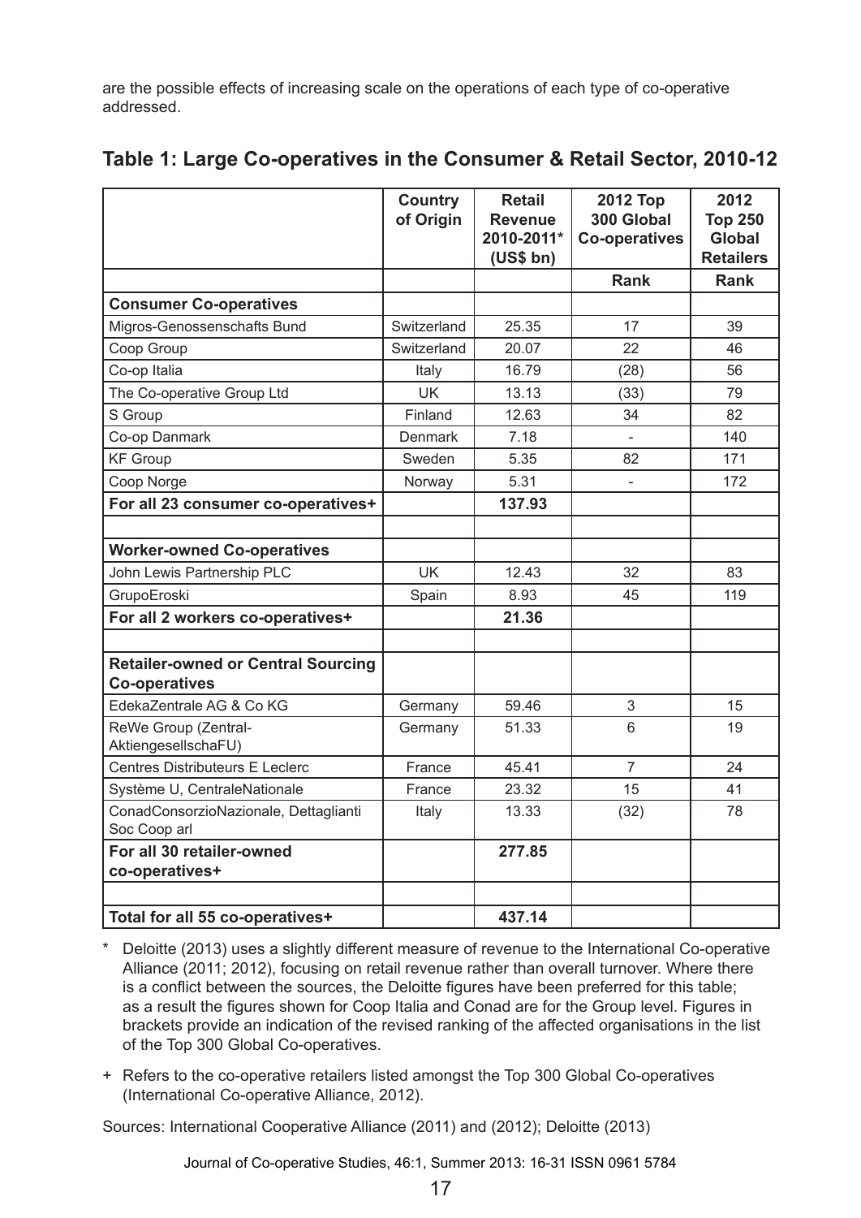are the possible effects of increasing scale on the operations of each type of co-operative addressed.

## Table 1: Large Co-operatives in the Consumer & Retail Sector, 2010-12

| | Country of Origin | Retail Revenue 2010-2011* (US$ bn) | 2012 Top 300 Global Co-operatives | 2012 Top 250 Global Retailers |
|---|---|---|---|---|
| | | | Rank | Rank |
| **Consumer Co-operatives** | | | | |
| Migros-Genossenschafts Bund | Switzerland | 25.35 | 17 | 39 |
| Coop Group | Switzerland | 20.07 | 22 | 46 |
| Co-op Italia | Italy | 16.79 | (28) | 56 |
| The Co-operative Group Ltd | UK | 13.13 | (33) | 79 |
| S Group | Finland | 12.63 | 34 | 82 |
| Co-op Danmark | Denmark | 7.18 | - | 140 |
| KF Group | Sweden | 5.35 | 82 | 171 |
| Coop Norge | Norway | 5.31 | - | 172 |
| **For all 23 consumer co-operatives+** | | **137.93** | | |
| | | | | |
| **Worker-owned Co-operatives** | | | | |
| John Lewis Partnership PLC | UK | 12.43 | 32 | 83 |
| GrupoEroski | Spain | 8.93 | 45 | 119 |
| **For all 2 workers co-operatives+** | | **21.36** | | |
| | | | | |
| **Retailer-owned or Central Sourcing Co-operatives** | | | | |
| EdekaZentrale AG & Co KG | Germany | 59.46 | 3 | 15 |
| ReWe Group (Zentral-AktiengesellschaFU) | Germany | 51.33 | 6 | 19 |
| Centres Distributeurs E Leclerc | France | 45.41 | 7 | 24 |
| Système U, CentraleNationale | France | 23.32 | 15 | 41 |
| ConadConsorzioNazionale, Dettaglianti Soc Coop arl | Italy | 13.33 | (32) | 78 |
| **For all 30 retailer-owned co-operatives+** | | **277.85** | | |
| | | | | |
| **Total for all 55 co-operatives+** | | **437.14** | | |

\* Deloitte (2013) uses a slightly different measure of revenue to the International Co-operative Alliance (2011; 2012), focusing on retail revenue rather than overall turnover. Where there is a conflict between the sources, the Deloitte figures have been preferred for this table; as a result the figures shown for Coop Italia and Conad are for the Group level. Figures in brackets provide an indication of the revised ranking of the affected organisations in the list of the Top 300 Global Co-operatives.

+ Refers to the co-operative retailers listed amongst the Top 300 Global Co-operatives (International Co-operative Alliance, 2012).

Sources: International Cooperative Alliance (2011) and (2012); Deloitte (2013)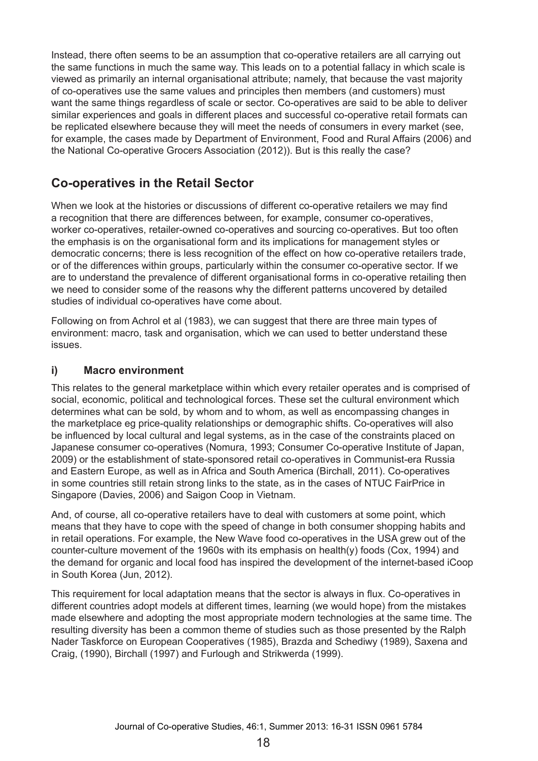Instead, there often seems to be an assumption that co-operative retailers are all carrying out the same functions in much the same way. This leads on to a potential fallacy in which scale is viewed as primarily an internal organisational attribute; namely, that because the vast majority of co-operatives use the same values and principles then members (and customers) must want the same things regardless of scale or sector. Co-operatives are said to be able to deliver similar experiences and goals in different places and successful co-operative retail formats can be replicated elsewhere because they will meet the needs of consumers in every market (see, for example, the cases made by Department of Environment, Food and Rural Affairs (2006) and the National Co-operative Grocers Association (2012)). But is this really the case?

## Co-operatives in the Retail Sector

When we look at the histories or discussions of different co-operative retailers we may find a recognition that there are differences between, for example, consumer co-operatives, worker co-operatives, retailer-owned co-operatives and sourcing co-operatives. But too often the emphasis is on the organisational form and its implications for management styles or democratic concerns; there is less recognition of the effect on how co-operative retailers trade, or of the differences within groups, particularly within the consumer co-operative sector. If we are to understand the prevalence of different organisational forms in co-operative retailing then we need to consider some of the reasons why the different patterns uncovered by detailed studies of individual co-operatives have come about.

Following on from Achrol et al (1983), we can suggest that there are three main types of environment: macro, task and organisation, which we can used to better understand these issues.

### i) Macro environment

This relates to the general marketplace within which every retailer operates and is comprised of social, economic, political and technological forces. These set the cultural environment which determines what can be sold, by whom and to whom, as well as encompassing changes in the marketplace eg price-quality relationships or demographic shifts. Co-operatives will also be influenced by local cultural and legal systems, as in the case of the constraints placed on Japanese consumer co-operatives (Nomura, 1993; Consumer Co-operative Institute of Japan, 2009) or the establishment of state-sponsored retail co-operatives in Communist-era Russia and Eastern Europe, as well as in Africa and South America (Birchall, 2011). Co-operatives in some countries still retain strong links to the state, as in the cases of NTUC FairPrice in Singapore (Davies, 2006) and Saigon Coop in Vietnam.

And, of course, all co-operative retailers have to deal with customers at some point, which means that they have to cope with the speed of change in both consumer shopping habits and in retail operations. For example, the New Wave food co-operatives in the USA grew out of the counter-culture movement of the 1960s with its emphasis on health(y) foods (Cox, 1994) and the demand for organic and local food has inspired the development of the internet-based iCoop in South Korea (Jun, 2012).

This requirement for local adaptation means that the sector is always in flux. Co-operatives in different countries adopt models at different times, learning (we would hope) from the mistakes made elsewhere and adopting the most appropriate modern technologies at the same time. The resulting diversity has been a common theme of studies such as those presented by the Ralph Nader Taskforce on European Cooperatives (1985), Brazda and Schediwy (1989), Saxena and Craig, (1990), Birchall (1997) and Furlough and Strikwerda (1999).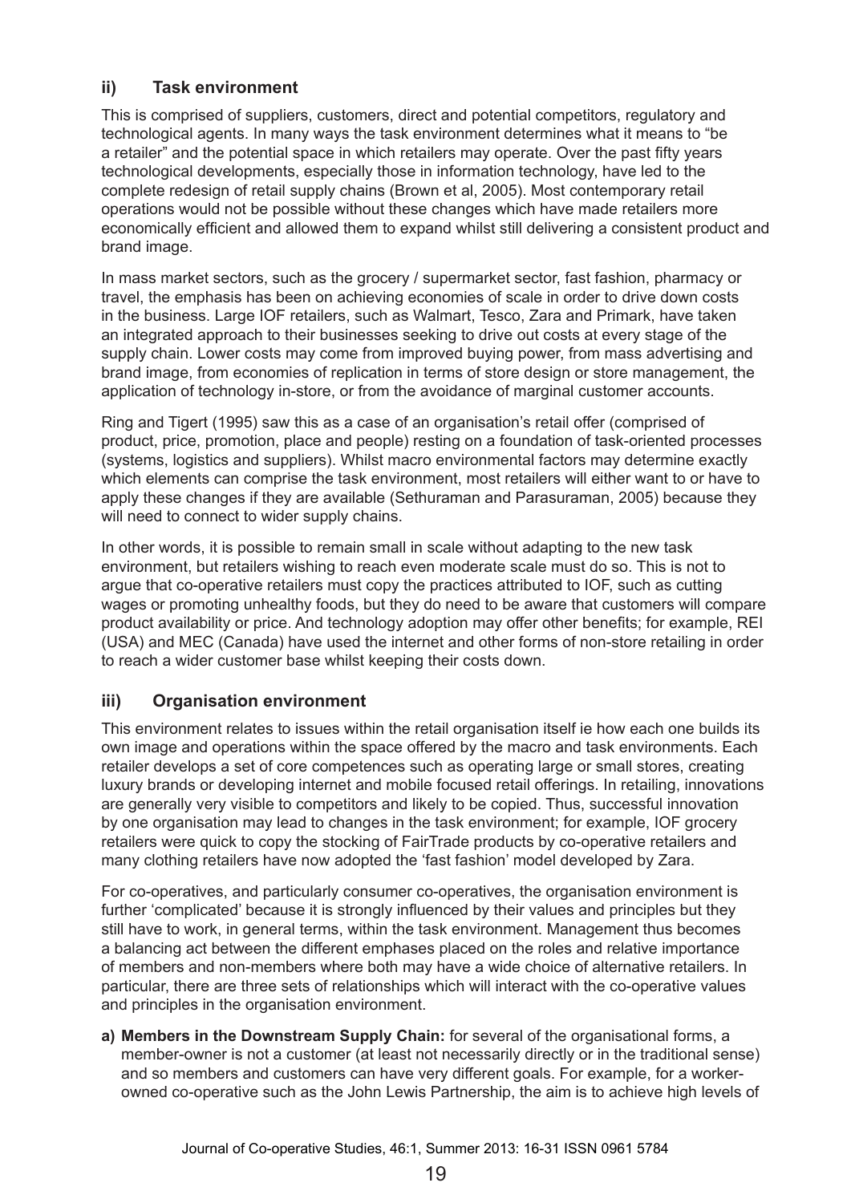### ii) Task environment

This is comprised of suppliers, customers, direct and potential competitors, regulatory and technological agents. In many ways the task environment determines what it means to "be a retailer" and the potential space in which retailers may operate. Over the past fifty years technological developments, especially those in information technology, have led to the complete redesign of retail supply chains (Brown et al, 2005). Most contemporary retail operations would not be possible without these changes which have made retailers more economically efficient and allowed them to expand whilst still delivering a consistent product and brand image.

In mass market sectors, such as the grocery / supermarket sector, fast fashion, pharmacy or travel, the emphasis has been on achieving economies of scale in order to drive down costs in the business. Large IOF retailers, such as Walmart, Tesco, Zara and Primark, have taken an integrated approach to their businesses seeking to drive out costs at every stage of the supply chain. Lower costs may come from improved buying power, from mass advertising and brand image, from economies of replication in terms of store design or store management, the application of technology in-store, or from the avoidance of marginal customer accounts.

Ring and Tigert (1995) saw this as a case of an organisation's retail offer (comprised of product, price, promotion, place and people) resting on a foundation of task-oriented processes (systems, logistics and suppliers). Whilst macro environmental factors may determine exactly which elements can comprise the task environment, most retailers will either want to or have to apply these changes if they are available (Sethuraman and Parasuraman, 2005) because they will need to connect to wider supply chains.

In other words, it is possible to remain small in scale without adapting to the new task environment, but retailers wishing to reach even moderate scale must do so. This is not to argue that co-operative retailers must copy the practices attributed to IOF, such as cutting wages or promoting unhealthy foods, but they do need to be aware that customers will compare product availability or price. And technology adoption may offer other benefits; for example, REI (USA) and MEC (Canada) have used the internet and other forms of non-store retailing in order to reach a wider customer base whilst keeping their costs down.

### iii) Organisation environment

This environment relates to issues within the retail organisation itself ie how each one builds its own image and operations within the space offered by the macro and task environments. Each retailer develops a set of core competences such as operating large or small stores, creating luxury brands or developing internet and mobile focused retail offerings. In retailing, innovations are generally very visible to competitors and likely to be copied. Thus, successful innovation by one organisation may lead to changes in the task environment; for example, IOF grocery retailers were quick to copy the stocking of FairTrade products by co-operative retailers and many clothing retailers have now adopted the 'fast fashion' model developed by Zara.

For co-operatives, and particularly consumer co-operatives, the organisation environment is further 'complicated' because it is strongly influenced by their values and principles but they still have to work, in general terms, within the task environment. Management thus becomes a balancing act between the different emphases placed on the roles and relative importance of members and non-members where both may have a wide choice of alternative retailers. In particular, there are three sets of relationships which will interact with the co-operative values and principles in the organisation environment.

a) **Members in the Downstream Supply Chain:** for several of the organisational forms, a member-owner is not a customer (at least not necessarily directly or in the traditional sense) and so members and customers can have very different goals. For example, for a worker-owned co-operative such as the John Lewis Partnership, the aim is to achieve high levels of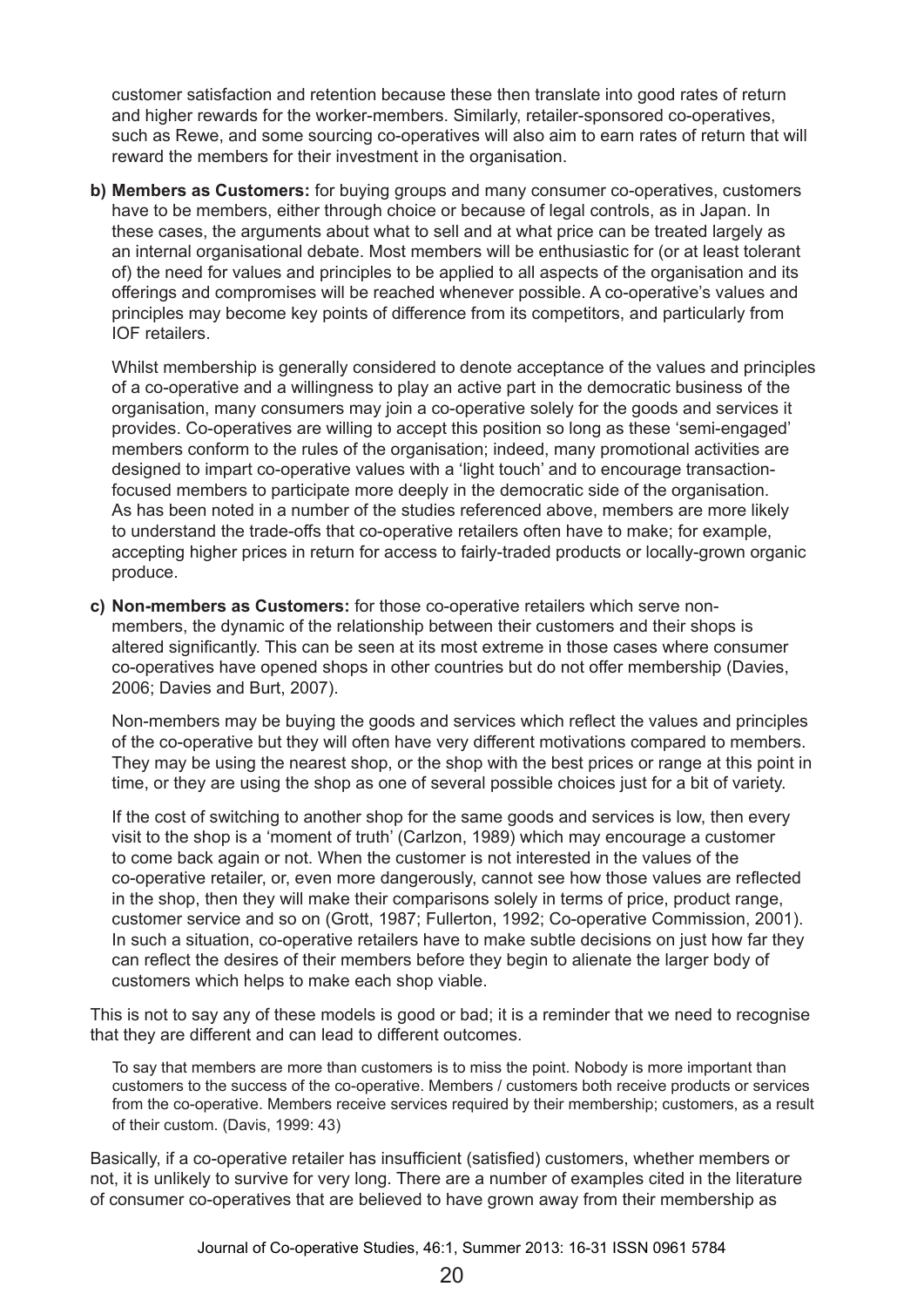customer satisfaction and retention because these then translate into good rates of return and higher rewards for the worker-members. Similarly, retailer-sponsored co-operatives, such as Rewe, and some sourcing co-operatives will also aim to earn rates of return that will reward the members for their investment in the organisation.

**b) Members as Customers:** for buying groups and many consumer co-operatives, customers have to be members, either through choice or because of legal controls, as in Japan. In these cases, the arguments about what to sell and at what price can be treated largely as an internal organisational debate. Most members will be enthusiastic for (or at least tolerant of) the need for values and principles to be applied to all aspects of the organisation and its offerings and compromises will be reached whenever possible. A co-operative's values and principles may become key points of difference from its competitors, and particularly from IOF retailers.

Whilst membership is generally considered to denote acceptance of the values and principles of a co-operative and a willingness to play an active part in the democratic business of the organisation, many consumers may join a co-operative solely for the goods and services it provides. Co-operatives are willing to accept this position so long as these 'semi-engaged' members conform to the rules of the organisation; indeed, many promotional activities are designed to impart co-operative values with a 'light touch' and to encourage transaction-focused members to participate more deeply in the democratic side of the organisation. As has been noted in a number of the studies referenced above, members are more likely to understand the trade-offs that co-operative retailers often have to make; for example, accepting higher prices in return for access to fairly-traded products or locally-grown organic produce.

**c) Non-members as Customers:** for those co-operative retailers which serve non-members, the dynamic of the relationship between their customers and their shops is altered significantly. This can be seen at its most extreme in those cases where consumer co-operatives have opened shops in other countries but do not offer membership (Davies, 2006; Davies and Burt, 2007).

Non-members may be buying the goods and services which reflect the values and principles of the co-operative but they will often have very different motivations compared to members. They may be using the nearest shop, or the shop with the best prices or range at this point in time, or they are using the shop as one of several possible choices just for a bit of variety.

If the cost of switching to another shop for the same goods and services is low, then every visit to the shop is a 'moment of truth' (Carlzon, 1989) which may encourage a customer to come back again or not. When the customer is not interested in the values of the co-operative retailer, or, even more dangerously, cannot see how those values are reflected in the shop, then they will make their comparisons solely in terms of price, product range, customer service and so on (Grott, 1987; Fullerton, 1992; Co-operative Commission, 2001). In such a situation, co-operative retailers have to make subtle decisions on just how far they can reflect the desires of their members before they begin to alienate the larger body of customers which helps to make each shop viable.

This is not to say any of these models is good or bad; it is a reminder that we need to recognise that they are different and can lead to different outcomes.

> To say that members are more than customers is to miss the point. Nobody is more important than customers to the success of the co-operative. Members / customers both receive products or services from the co-operative. Members receive services required by their membership; customers, as a result of their custom. (Davis, 1999: 43)

Basically, if a co-operative retailer has insufficient (satisfied) customers, whether members or not, it is unlikely to survive for very long. There are a number of examples cited in the literature of consumer co-operatives that are believed to have grown away from their membership as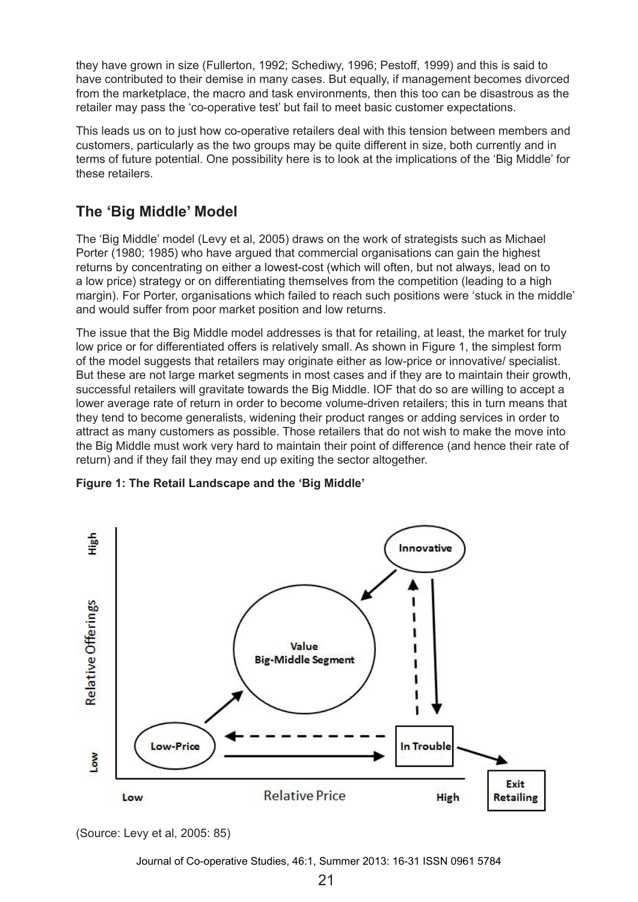they have grown in size (Fullerton, 1992; Schediwy, 1996; Pestoff, 1999) and this is said to have contributed to their demise in many cases. But equally, if management becomes divorced from the marketplace, the macro and task environments, then this too can be disastrous as the retailer may pass the 'co-operative test' but fail to meet basic customer expectations.

This leads us on to just how co-operative retailers deal with this tension between members and customers, particularly as the two groups may be quite different in size, both currently and in terms of future potential. One possibility here is to look at the implications of the 'Big Middle' for these retailers.

## The 'Big Middle' Model

The 'Big Middle' model (Levy et al, 2005) draws on the work of strategists such as Michael Porter (1980; 1985) who have argued that commercial organisations can gain the highest returns by concentrating on either a lowest-cost (which will often, but not always, lead on to a low price) strategy or on differentiating themselves from the competition (leading to a high margin). For Porter, organisations which failed to reach such positions were 'stuck in the middle' and would suffer from poor market position and low returns.

The issue that the Big Middle model addresses is that for retailing, at least, the market for truly low price or for differentiated offers is relatively small. As shown in Figure 1, the simplest form of the model suggests that retailers may originate either as low-price or innovative/ specialist. But these are not large market segments in most cases and if they are to maintain their growth, successful retailers will gravitate towards the Big Middle. IOF that do so are willing to accept a lower average rate of return in order to become volume-driven retailers; this in turn means that they tend to become generalists, widening their product ranges or adding services in order to attract as many customers as possible. Those retailers that do not wish to make the move into the Big Middle must work very hard to maintain their point of difference (and hence their rate of return) and if they fail they may end up exiting the sector altogether.

**Figure 1: The Retail Landscape and the 'Big Middle'**

(Source: Levy et al, 2005: 85)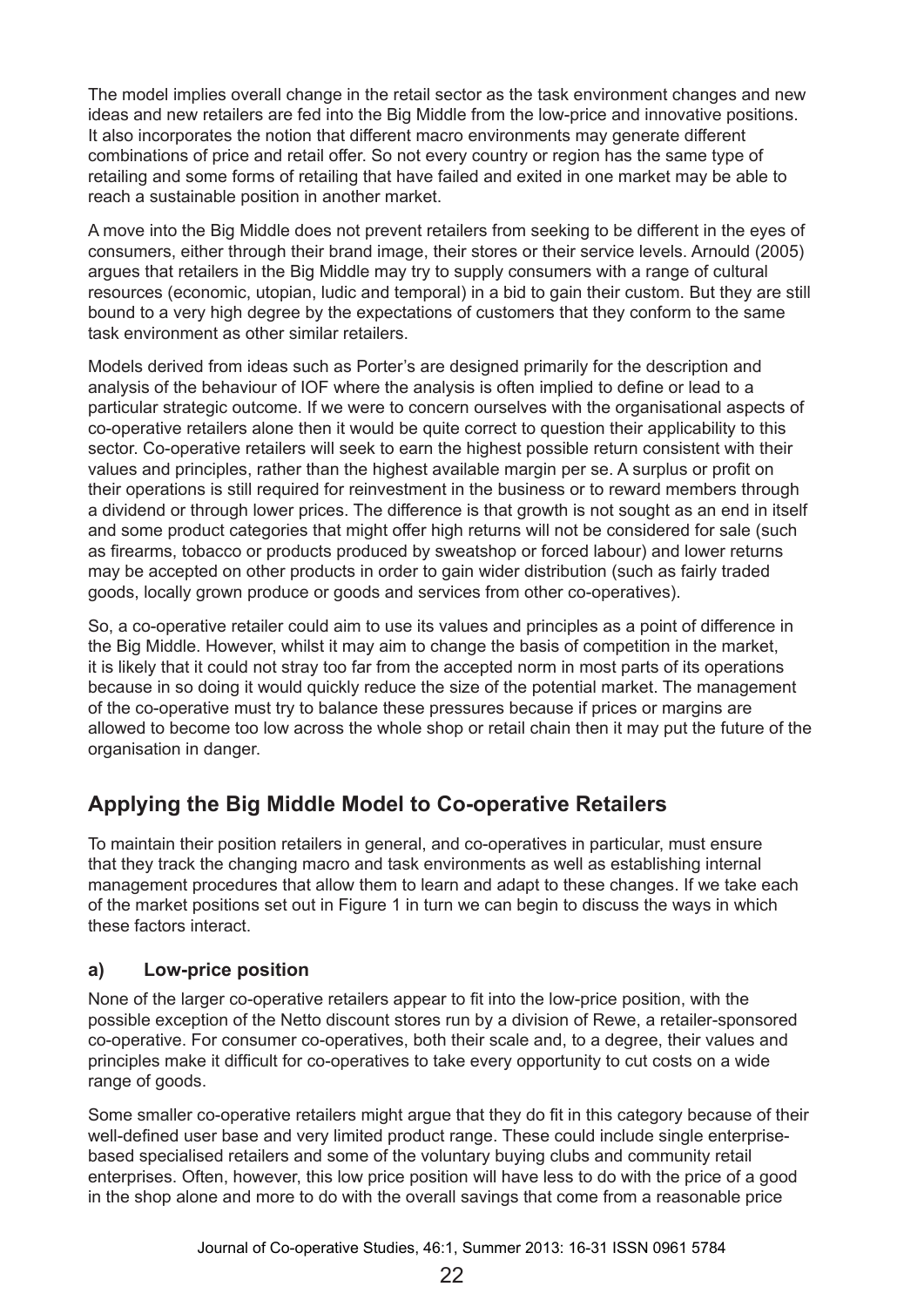The model implies overall change in the retail sector as the task environment changes and new ideas and new retailers are fed into the Big Middle from the low-price and innovative positions. It also incorporates the notion that different macro environments may generate different combinations of price and retail offer. So not every country or region has the same type of retailing and some forms of retailing that have failed and exited in one market may be able to reach a sustainable position in another market.

A move into the Big Middle does not prevent retailers from seeking to be different in the eyes of consumers, either through their brand image, their stores or their service levels. Arnould (2005) argues that retailers in the Big Middle may try to supply consumers with a range of cultural resources (economic, utopian, ludic and temporal) in a bid to gain their custom. But they are still bound to a very high degree by the expectations of customers that they conform to the same task environment as other similar retailers.

Models derived from ideas such as Porter's are designed primarily for the description and analysis of the behaviour of IOF where the analysis is often implied to define or lead to a particular strategic outcome. If we were to concern ourselves with the organisational aspects of co-operative retailers alone then it would be quite correct to question their applicability to this sector. Co-operative retailers will seek to earn the highest possible return consistent with their values and principles, rather than the highest available margin per se. A surplus or profit on their operations is still required for reinvestment in the business or to reward members through a dividend or through lower prices. The difference is that growth is not sought as an end in itself and some product categories that might offer high returns will not be considered for sale (such as firearms, tobacco or products produced by sweatshop or forced labour) and lower returns may be accepted on other products in order to gain wider distribution (such as fairly traded goods, locally grown produce or goods and services from other co-operatives).

So, a co-operative retailer could aim to use its values and principles as a point of difference in the Big Middle. However, whilst it may aim to change the basis of competition in the market, it is likely that it could not stray too far from the accepted norm in most parts of its operations because in so doing it would quickly reduce the size of the potential market. The management of the co-operative must try to balance these pressures because if prices or margins are allowed to become too low across the whole shop or retail chain then it may put the future of the organisation in danger.

## Applying the Big Middle Model to Co-operative Retailers

To maintain their position retailers in general, and co-operatives in particular, must ensure that they track the changing macro and task environments as well as establishing internal management procedures that allow them to learn and adapt to these changes. If we take each of the market positions set out in Figure 1 in turn we can begin to discuss the ways in which these factors interact.

### a) Low-price position

None of the larger co-operative retailers appear to fit into the low-price position, with the possible exception of the Netto discount stores run by a division of Rewe, a retailer-sponsored co-operative. For consumer co-operatives, both their scale and, to a degree, their values and principles make it difficult for co-operatives to take every opportunity to cut costs on a wide range of goods.

Some smaller co-operative retailers might argue that they do fit in this category because of their well-defined user base and very limited product range. These could include single enterprise-based specialised retailers and some of the voluntary buying clubs and community retail enterprises. Often, however, this low price position will have less to do with the price of a good in the shop alone and more to do with the overall savings that come from a reasonable price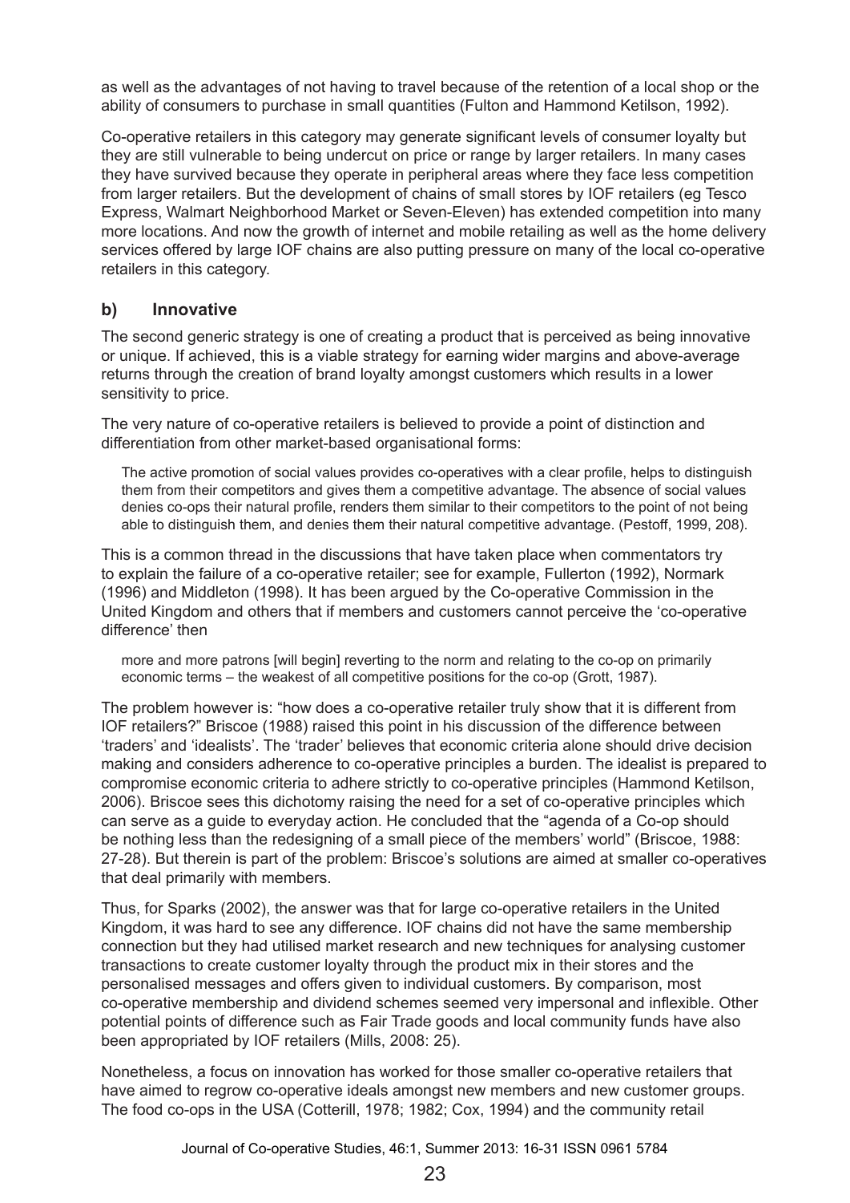as well as the advantages of not having to travel because of the retention of a local shop or the ability of consumers to purchase in small quantities (Fulton and Hammond Ketilson, 1992).

Co-operative retailers in this category may generate significant levels of consumer loyalty but they are still vulnerable to being undercut on price or range by larger retailers. In many cases they have survived because they operate in peripheral areas where they face less competition from larger retailers. But the development of chains of small stores by IOF retailers (eg Tesco Express, Walmart Neighborhood Market or Seven-Eleven) has extended competition into many more locations. And now the growth of internet and mobile retailing as well as the home delivery services offered by large IOF chains are also putting pressure on many of the local co-operative retailers in this category.

### b) Innovative

The second generic strategy is one of creating a product that is perceived as being innovative or unique. If achieved, this is a viable strategy for earning wider margins and above-average returns through the creation of brand loyalty amongst customers which results in a lower sensitivity to price.

The very nature of co-operative retailers is believed to provide a point of distinction and differentiation from other market-based organisational forms:

> The active promotion of social values provides co-operatives with a clear profile, helps to distinguish them from their competitors and gives them a competitive advantage. The absence of social values denies co-ops their natural profile, renders them similar to their competitors to the point of not being able to distinguish them, and denies them their natural competitive advantage. (Pestoff, 1999, 208).

This is a common thread in the discussions that have taken place when commentators try to explain the failure of a co-operative retailer; see for example, Fullerton (1992), Normark (1996) and Middleton (1998). It has been argued by the Co-operative Commission in the United Kingdom and others that if members and customers cannot perceive the 'co-operative difference' then

> more and more patrons [will begin] reverting to the norm and relating to the co-op on primarily economic terms – the weakest of all competitive positions for the co-op (Grott, 1987).

The problem however is: "how does a co-operative retailer truly show that it is different from IOF retailers?" Briscoe (1988) raised this point in his discussion of the difference between 'traders' and 'idealists'. The 'trader' believes that economic criteria alone should drive decision making and considers adherence to co-operative principles a burden. The idealist is prepared to compromise economic criteria to adhere strictly to co-operative principles (Hammond Ketilson, 2006). Briscoe sees this dichotomy raising the need for a set of co-operative principles which can serve as a guide to everyday action. He concluded that the "agenda of a Co-op should be nothing less than the redesigning of a small piece of the members' world" (Briscoe, 1988: 27-28). But therein is part of the problem: Briscoe's solutions are aimed at smaller co-operatives that deal primarily with members.

Thus, for Sparks (2002), the answer was that for large co-operative retailers in the United Kingdom, it was hard to see any difference. IOF chains did not have the same membership connection but they had utilised market research and new techniques for analysing customer transactions to create customer loyalty through the product mix in their stores and the personalised messages and offers given to individual customers. By comparison, most co-operative membership and dividend schemes seemed very impersonal and inflexible. Other potential points of difference such as Fair Trade goods and local community funds have also been appropriated by IOF retailers (Mills, 2008: 25).

Nonetheless, a focus on innovation has worked for those smaller co-operative retailers that have aimed to regrow co-operative ideals amongst new members and new customer groups. The food co-ops in the USA (Cotterill, 1978; 1982; Cox, 1994) and the community retail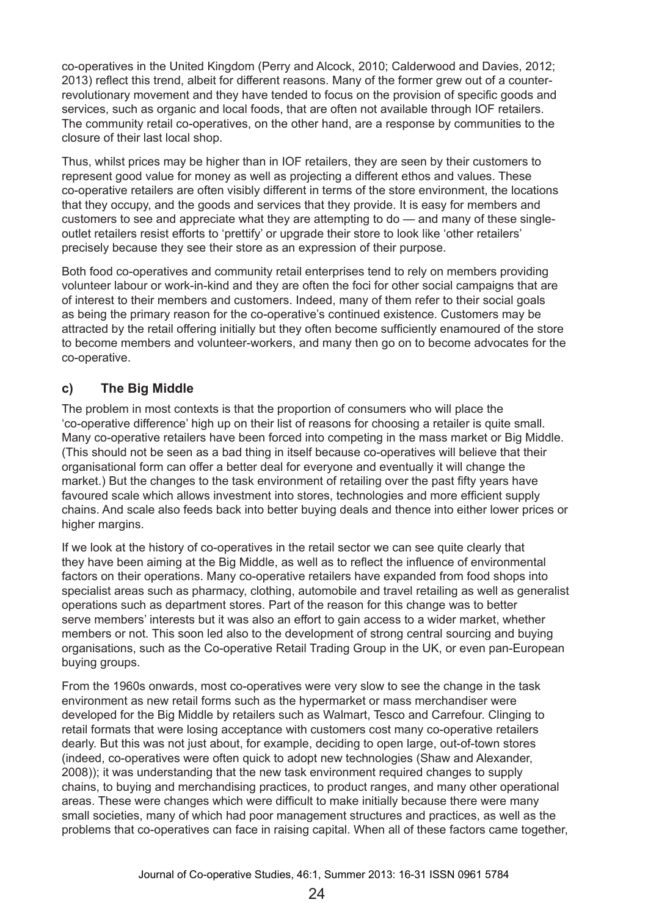co-operatives in the United Kingdom (Perry and Alcock, 2010; Calderwood and Davies, 2012; 2013) reflect this trend, albeit for different reasons. Many of the former grew out of a counter-revolutionary movement and they have tended to focus on the provision of specific goods and services, such as organic and local foods, that are often not available through IOF retailers. The community retail co-operatives, on the other hand, are a response by communities to the closure of their last local shop.

Thus, whilst prices may be higher than in IOF retailers, they are seen by their customers to represent good value for money as well as projecting a different ethos and values. These co-operative retailers are often visibly different in terms of the store environment, the locations that they occupy, and the goods and services that they provide. It is easy for members and customers to see and appreciate what they are attempting to do — and many of these single-outlet retailers resist efforts to 'prettify' or upgrade their store to look like 'other retailers' precisely because they see their store as an expression of their purpose.

Both food co-operatives and community retail enterprises tend to rely on members providing volunteer labour or work-in-kind and they are often the foci for other social campaigns that are of interest to their members and customers. Indeed, many of them refer to their social goals as being the primary reason for the co-operative's continued existence. Customers may be attracted by the retail offering initially but they often become sufficiently enamoured of the store to become members and volunteer-workers, and many then go on to become advocates for the co-operative.

### c) The Big Middle

The problem in most contexts is that the proportion of consumers who will place the 'co-operative difference' high up on their list of reasons for choosing a retailer is quite small. Many co-operative retailers have been forced into competing in the mass market or Big Middle. (This should not be seen as a bad thing in itself because co-operatives will believe that their organisational form can offer a better deal for everyone and eventually it will change the market.) But the changes to the task environment of retailing over the past fifty years have favoured scale which allows investment into stores, technologies and more efficient supply chains. And scale also feeds back into better buying deals and thence into either lower prices or higher margins.

If we look at the history of co-operatives in the retail sector we can see quite clearly that they have been aiming at the Big Middle, as well as to reflect the influence of environmental factors on their operations. Many co-operative retailers have expanded from food shops into specialist areas such as pharmacy, clothing, automobile and travel retailing as well as generalist operations such as department stores. Part of the reason for this change was to better serve members' interests but it was also an effort to gain access to a wider market, whether members or not. This soon led also to the development of strong central sourcing and buying organisations, such as the Co-operative Retail Trading Group in the UK, or even pan-European buying groups.

From the 1960s onwards, most co-operatives were very slow to see the change in the task environment as new retail forms such as the hypermarket or mass merchandiser were developed for the Big Middle by retailers such as Walmart, Tesco and Carrefour. Clinging to retail formats that were losing acceptance with customers cost many co-operative retailers dearly. But this was not just about, for example, deciding to open large, out-of-town stores (indeed, co-operatives were often quick to adopt new technologies (Shaw and Alexander, 2008)); it was understanding that the new task environment required changes to supply chains, to buying and merchandising practices, to product ranges, and many other operational areas. These were changes which were difficult to make initially because there were many small societies, many of which had poor management structures and practices, as well as the problems that co-operatives can face in raising capital. When all of these factors came together,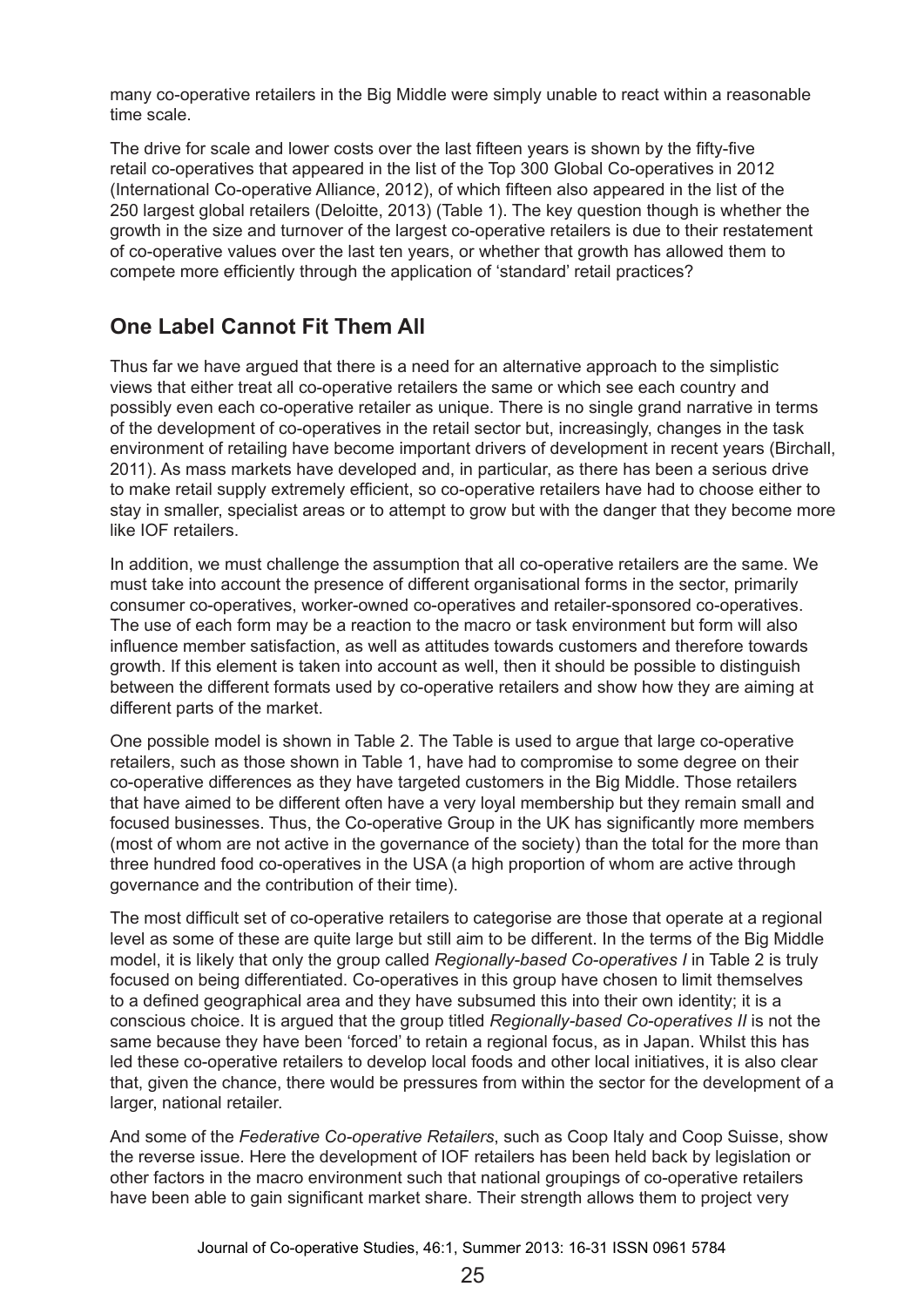many co-operative retailers in the Big Middle were simply unable to react within a reasonable time scale.

The drive for scale and lower costs over the last fifteen years is shown by the fifty-five retail co-operatives that appeared in the list of the Top 300 Global Co-operatives in 2012 (International Co-operative Alliance, 2012), of which fifteen also appeared in the list of the 250 largest global retailers (Deloitte, 2013) (Table 1). The key question though is whether the growth in the size and turnover of the largest co-operative retailers is due to their restatement of co-operative values over the last ten years, or whether that growth has allowed them to compete more efficiently through the application of 'standard' retail practices?

## One Label Cannot Fit Them All

Thus far we have argued that there is a need for an alternative approach to the simplistic views that either treat all co-operative retailers the same or which see each country and possibly even each co-operative retailer as unique. There is no single grand narrative in terms of the development of co-operatives in the retail sector but, increasingly, changes in the task environment of retailing have become important drivers of development in recent years (Birchall, 2011). As mass markets have developed and, in particular, as there has been a serious drive to make retail supply extremely efficient, so co-operative retailers have had to choose either to stay in smaller, specialist areas or to attempt to grow but with the danger that they become more like IOF retailers.

In addition, we must challenge the assumption that all co-operative retailers are the same. We must take into account the presence of different organisational forms in the sector, primarily consumer co-operatives, worker-owned co-operatives and retailer-sponsored co-operatives. The use of each form may be a reaction to the macro or task environment but form will also influence member satisfaction, as well as attitudes towards customers and therefore towards growth. If this element is taken into account as well, then it should be possible to distinguish between the different formats used by co-operative retailers and show how they are aiming at different parts of the market.

One possible model is shown in Table 2. The Table is used to argue that large co-operative retailers, such as those shown in Table 1, have had to compromise to some degree on their co-operative differences as they have targeted customers in the Big Middle. Those retailers that have aimed to be different often have a very loyal membership but they remain small and focused businesses. Thus, the Co-operative Group in the UK has significantly more members (most of whom are not active in the governance of the society) than the total for the more than three hundred food co-operatives in the USA (a high proportion of whom are active through governance and the contribution of their time).

The most difficult set of co-operative retailers to categorise are those that operate at a regional level as some of these are quite large but still aim to be different. In the terms of the Big Middle model, it is likely that only the group called *Regionally-based Co-operatives I* in Table 2 is truly focused on being differentiated. Co-operatives in this group have chosen to limit themselves to a defined geographical area and they have subsumed this into their own identity; it is a conscious choice. It is argued that the group titled *Regionally-based Co-operatives II* is not the same because they have been 'forced' to retain a regional focus, as in Japan. Whilst this has led these co-operative retailers to develop local foods and other local initiatives, it is also clear that, given the chance, there would be pressures from within the sector for the development of a larger, national retailer.

And some of the *Federative Co-operative Retailers*, such as Coop Italy and Coop Suisse, show the reverse issue. Here the development of IOF retailers has been held back by legislation or other factors in the macro environment such that national groupings of co-operative retailers have been able to gain significant market share. Their strength allows them to project very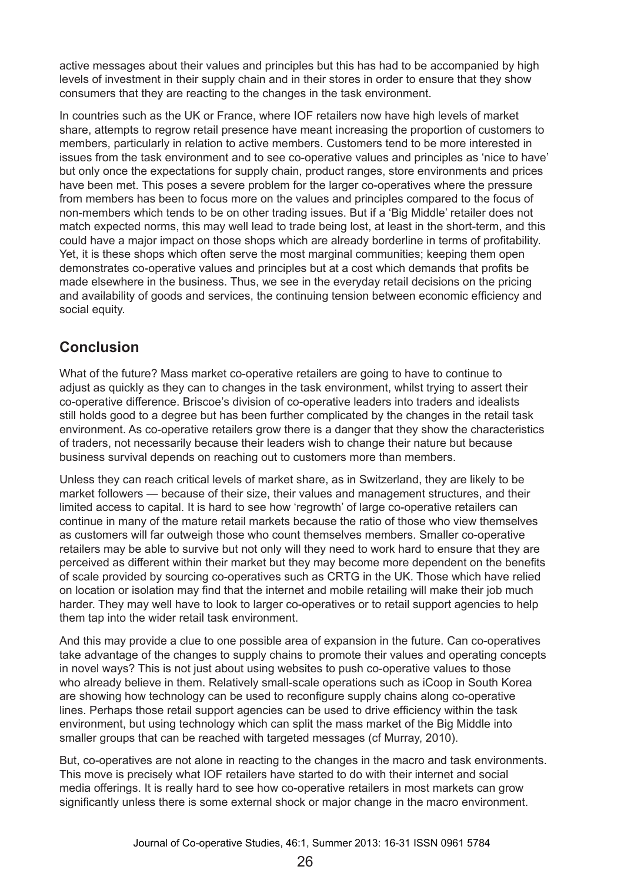active messages about their values and principles but this has had to be accompanied by high levels of investment in their supply chain and in their stores in order to ensure that they show consumers that they are reacting to the changes in the task environment.

In countries such as the UK or France, where IOF retailers now have high levels of market share, attempts to regrow retail presence have meant increasing the proportion of customers to members, particularly in relation to active members. Customers tend to be more interested in issues from the task environment and to see co-operative values and principles as 'nice to have' but only once the expectations for supply chain, product ranges, store environments and prices have been met. This poses a severe problem for the larger co-operatives where the pressure from members has been to focus more on the values and principles compared to the focus of non-members which tends to be on other trading issues. But if a 'Big Middle' retailer does not match expected norms, this may well lead to trade being lost, at least in the short-term, and this could have a major impact on those shops which are already borderline in terms of profitability. Yet, it is these shops which often serve the most marginal communities; keeping them open demonstrates co-operative values and principles but at a cost which demands that profits be made elsewhere in the business. Thus, we see in the everyday retail decisions on the pricing and availability of goods and services, the continuing tension between economic efficiency and social equity.

## Conclusion

What of the future? Mass market co-operative retailers are going to have to continue to adjust as quickly as they can to changes in the task environment, whilst trying to assert their co-operative difference. Briscoe's division of co-operative leaders into traders and idealists still holds good to a degree but has been further complicated by the changes in the retail task environment. As co-operative retailers grow there is a danger that they show the characteristics of traders, not necessarily because their leaders wish to change their nature but because business survival depends on reaching out to customers more than members.

Unless they can reach critical levels of market share, as in Switzerland, they are likely to be market followers — because of their size, their values and management structures, and their limited access to capital. It is hard to see how 'regrowth' of large co-operative retailers can continue in many of the mature retail markets because the ratio of those who view themselves as customers will far outweigh those who count themselves members. Smaller co-operative retailers may be able to survive but not only will they need to work hard to ensure that they are perceived as different within their market but they may become more dependent on the benefits of scale provided by sourcing co-operatives such as CRTG in the UK. Those which have relied on location or isolation may find that the internet and mobile retailing will make their job much harder. They may well have to look to larger co-operatives or to retail support agencies to help them tap into the wider retail task environment.

And this may provide a clue to one possible area of expansion in the future. Can co-operatives take advantage of the changes to supply chains to promote their values and operating concepts in novel ways? This is not just about using websites to push co-operative values to those who already believe in them. Relatively small-scale operations such as iCoop in South Korea are showing how technology can be used to reconfigure supply chains along co-operative lines. Perhaps those retail support agencies can be used to drive efficiency within the task environment, but using technology which can split the mass market of the Big Middle into smaller groups that can be reached with targeted messages (cf Murray, 2010).

But, co-operatives are not alone in reacting to the changes in the macro and task environments. This move is precisely what IOF retailers have started to do with their internet and social media offerings. It is really hard to see how co-operative retailers in most markets can grow significantly unless there is some external shock or major change in the macro environment.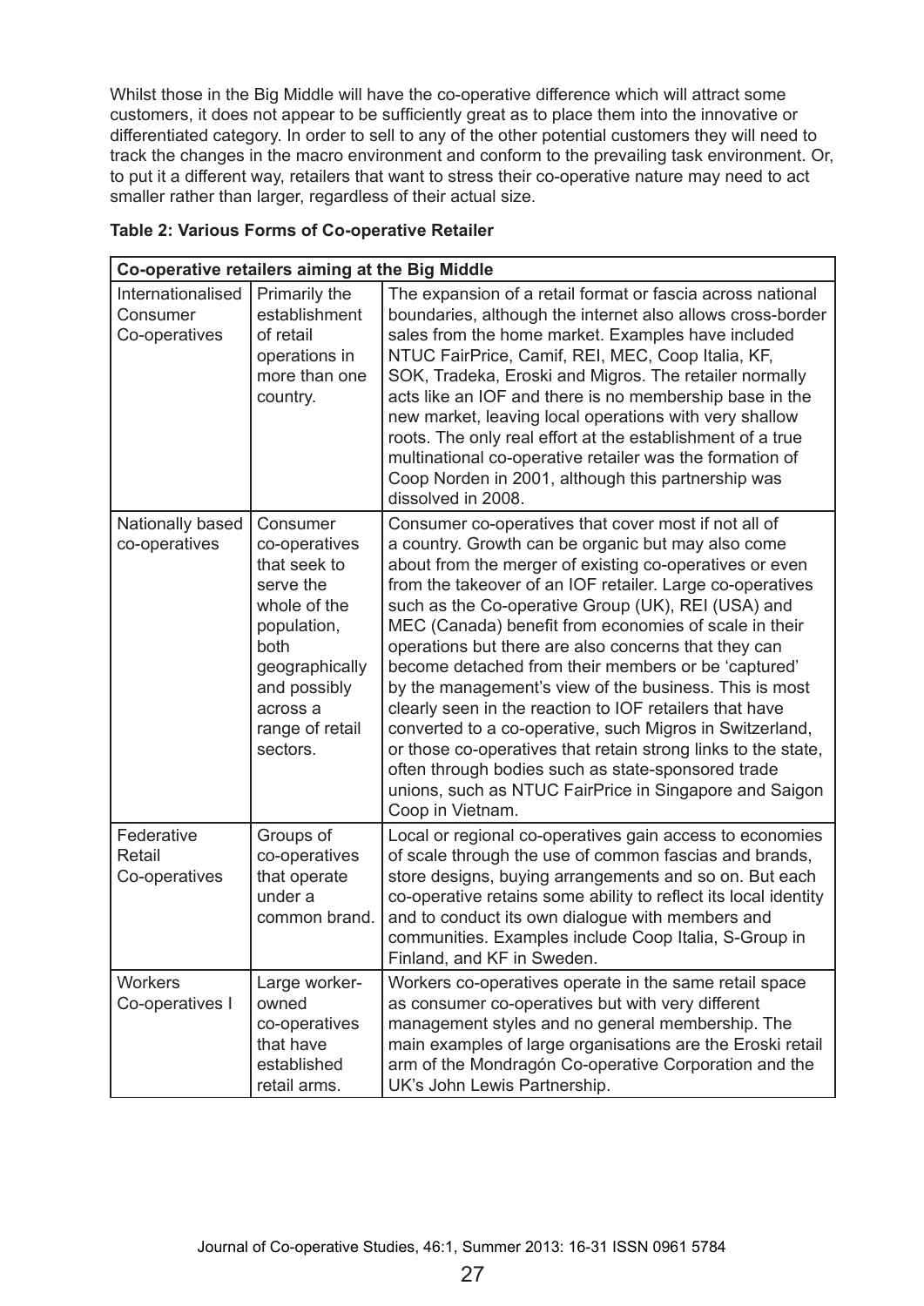Whilst those in the Big Middle will have the co-operative difference which will attract some customers, it does not appear to be sufficiently great as to place them into the innovative or differentiated category. In order to sell to any of the other potential customers they will need to track the changes in the macro environment and conform to the prevailing task environment. Or, to put it a different way, retailers that want to stress their co-operative nature may need to act smaller rather than larger, regardless of their actual size.

**Table 2: Various Forms of Co-operative Retailer**

| **Co-operative retailers aiming at the Big Middle** | | |
|---|---|---|
| Internationalised Consumer Co-operatives | Primarily the establishment of retail operations in more than one country. | The expansion of a retail format or fascia across national boundaries, although the internet also allows cross-border sales from the home market. Examples have included NTUC FairPrice, Camif, REI, MEC, Coop Italia, KF, SOK, Tradeka, Eroski and Migros. The retailer normally acts like an IOF and there is no membership base in the new market, leaving local operations with very shallow roots. The only real effort at the establishment of a true multinational co-operative retailer was the formation of Coop Norden in 2001, although this partnership was dissolved in 2008. |
| Nationally based co-operatives | Consumer co-operatives that seek to serve the whole of the population, both geographically and possibly across a range of retail sectors. | Consumer co-operatives that cover most if not all of a country. Growth can be organic but may also come about from the merger of existing co-operatives or even from the takeover of an IOF retailer. Large co-operatives such as the Co-operative Group (UK), REI (USA) and MEC (Canada) benefit from economies of scale in their operations but there are also concerns that they can become detached from their members or be 'captured' by the management's view of the business. This is most clearly seen in the reaction to IOF retailers that have converted to a co-operative, such Migros in Switzerland, or those co-operatives that retain strong links to the state, often through bodies such as state-sponsored trade unions, such as NTUC FairPrice in Singapore and Saigon Coop in Vietnam. |
| Federative Retail Co-operatives | Groups of co-operatives that operate under a common brand. | Local or regional co-operatives gain access to economies of scale through the use of common fascias and brands, store designs, buying arrangements and so on. But each co-operative retains some ability to reflect its local identity and to conduct its own dialogue with members and communities. Examples include Coop Italia, S-Group in Finland, and KF in Sweden. |
| Workers Co-operatives I | Large worker-owned co-operatives that have established retail arms. | Workers co-operatives operate in the same retail space as consumer co-operatives but with very different management styles and no general membership. The main examples of large organisations are the Eroski retail arm of the Mondragón Co-operative Corporation and the UK's John Lewis Partnership. |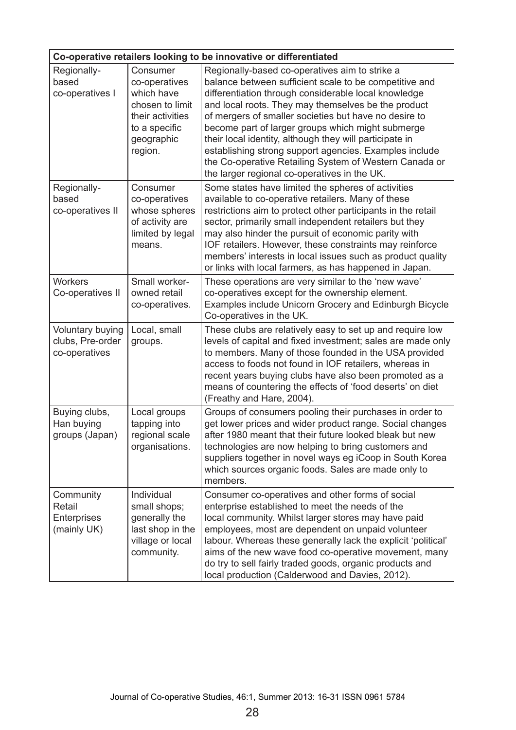| Co-operative retailers looking to be innovative or differentiated | | |
|---|---|---|
| Regionally-based co-operatives I | Consumer co-operatives which have chosen to limit their activities to a specific geographic region. | Regionally-based co-operatives aim to strike a balance between sufficient scale to be competitive and differentiation through considerable local knowledge and local roots. They may themselves be the product of mergers of smaller societies but have no desire to become part of larger groups which might submerge their local identity, although they will participate in establishing strong support agencies. Examples include the Co-operative Retailing System of Western Canada or the larger regional co-operatives in the UK. |
| Regionally-based co-operatives II | Consumer co-operatives whose spheres of activity are limited by legal means. | Some states have limited the spheres of activities available to co-operative retailers. Many of these restrictions aim to protect other participants in the retail sector, primarily small independent retailers but they may also hinder the pursuit of economic parity with IOF retailers. However, these constraints may reinforce members' interests in local issues such as product quality or links with local farmers, as has happened in Japan. |
| Workers Co-operatives II | Small worker-owned retail co-operatives. | These operations are very similar to the 'new wave' co-operatives except for the ownership element. Examples include Unicorn Grocery and Edinburgh Bicycle Co-operatives in the UK. |
| Voluntary buying clubs, Pre-order co-operatives | Local, small groups. | These clubs are relatively easy to set up and require low levels of capital and fixed investment; sales are made only to members. Many of those founded in the USA provided access to foods not found in IOF retailers, whereas in recent years buying clubs have also been promoted as a means of countering the effects of 'food deserts' on diet (Freathy and Hare, 2004). |
| Buying clubs, Han buying groups (Japan) | Local groups tapping into regional scale organisations. | Groups of consumers pooling their purchases in order to get lower prices and wider product range. Social changes after 1980 meant that their future looked bleak but new technologies are now helping to bring customers and suppliers together in novel ways eg iCoop in South Korea which sources organic foods. Sales are made only to members. |
| Community Retail Enterprises (mainly UK) | Individual small shops; generally the last shop in the village or local community. | Consumer co-operatives and other forms of social enterprise established to meet the needs of the local community. Whilst larger stores may have paid employees, most are dependent on unpaid volunteer labour. Whereas these generally lack the explicit 'political' aims of the new wave food co-operative movement, many do try to sell fairly traded goods, organic products and local production (Calderwood and Davies, 2012). |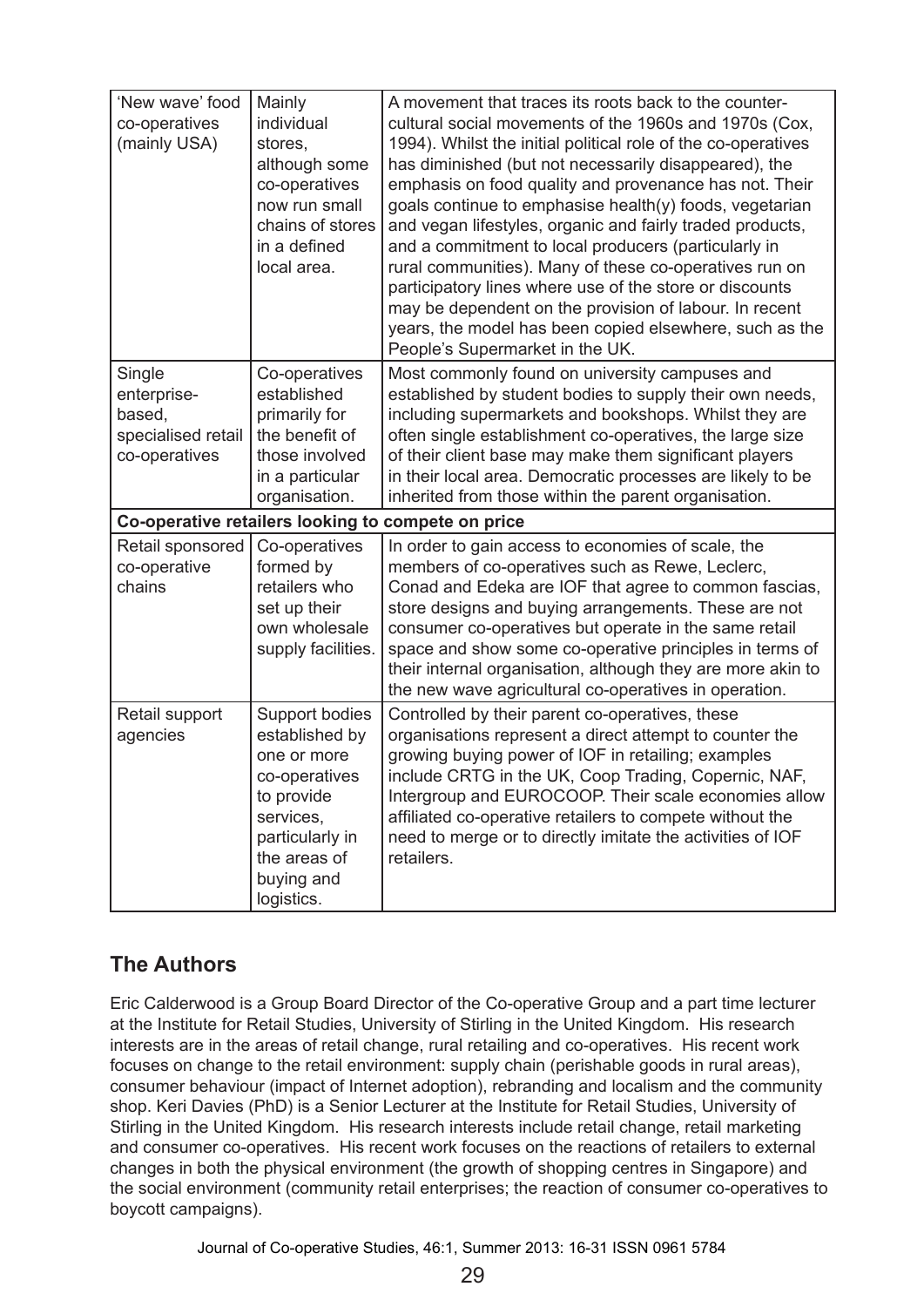| | | |
|---|---|---|
| 'New wave' food co-operatives (mainly USA) | Mainly individual stores, although some co-operatives now run small chains of stores in a defined local area. | A movement that traces its roots back to the counter-cultural social movements of the 1960s and 1970s (Cox, 1994). Whilst the initial political role of the co-operatives has diminished (but not necessarily disappeared), the emphasis on food quality and provenance has not. Their goals continue to emphasise health(y) foods, vegetarian and vegan lifestyles, organic and fairly traded products, and a commitment to local producers (particularly in rural communities). Many of these co-operatives run on participatory lines where use of the store or discounts may be dependent on the provision of labour. In recent years, the model has been copied elsewhere, such as the People's Supermarket in the UK. |
| Single enterprise-based, specialised retail co-operatives | Co-operatives established primarily for the benefit of those involved in a particular organisation. | Most commonly found on university campuses and established by student bodies to supply their own needs, including supermarkets and bookshops. Whilst they are often single establishment co-operatives, the large size of their client base may make them significant players in their local area. Democratic processes are likely to be inherited from those within the parent organisation. |
| **Co-operative retailers looking to compete on price** | | |
| Retail sponsored co-operative chains | Co-operatives formed by retailers who set up their own wholesale supply facilities. | In order to gain access to economies of scale, the members of co-operatives such as Rewe, Leclerc, Conad and Edeka are IOF that agree to common fascias, store designs and buying arrangements. These are not consumer co-operatives but operate in the same retail space and show some co-operative principles in terms of their internal organisation, although they are more akin to the new wave agricultural co-operatives in operation. |
| Retail support agencies | Support bodies established by one or more co-operatives to provide services, particularly in the areas of buying and logistics. | Controlled by their parent co-operatives, these organisations represent a direct attempt to counter the growing buying power of IOF in retailing; examples include CRTG in the UK, Coop Trading, Copernic, NAF, Intergroup and EUROCOOP. Their scale economies allow affiliated co-operative retailers to compete without the need to merge or to directly imitate the activities of IOF retailers. |

## The Authors

Eric Calderwood is a Group Board Director of the Co-operative Group and a part time lecturer at the Institute for Retail Studies, University of Stirling in the United Kingdom. His research interests are in the areas of retail change, rural retailing and co-operatives. His recent work focuses on change to the retail environment: supply chain (perishable goods in rural areas), consumer behaviour (impact of Internet adoption), rebranding and localism and the community shop. Keri Davies (PhD) is a Senior Lecturer at the Institute for Retail Studies, University of Stirling in the United Kingdom. His research interests include retail change, retail marketing and consumer co-operatives. His recent work focuses on the reactions of retailers to external changes in both the physical environment (the growth of shopping centres in Singapore) and the social environment (community retail enterprises; the reaction of consumer co-operatives to boycott campaigns).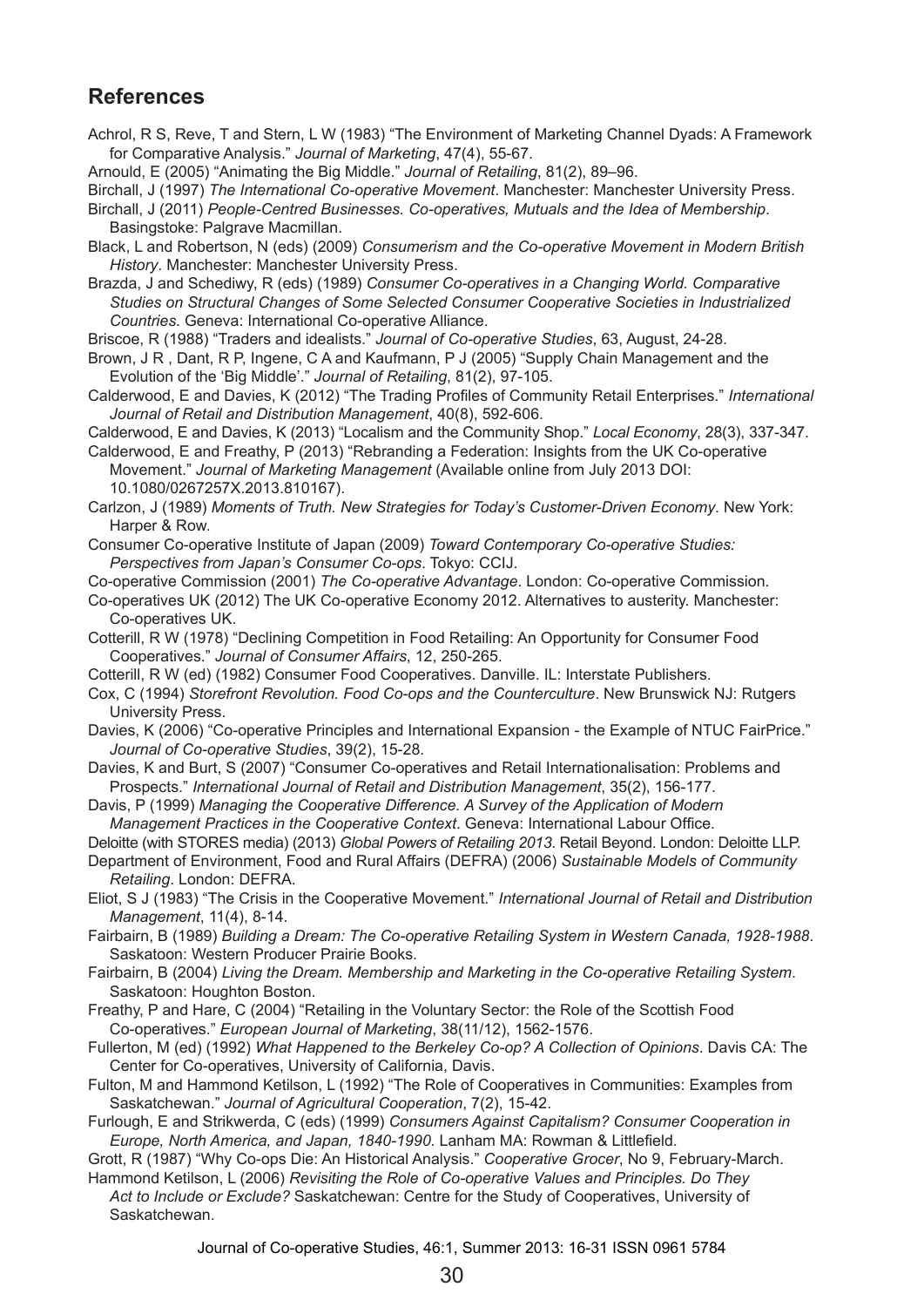## References

Achrol, R S, Reve, T and Stern, L W (1983) "The Environment of Marketing Channel Dyads: A Framework for Comparative Analysis." *Journal of Marketing*, 47(4), 55-67.

Arnould, E (2005) "Animating the Big Middle." *Journal of Retailing*, 81(2), 89–96.

Birchall, J (1997) *The International Co-operative Movement*. Manchester: Manchester University Press.

Birchall, J (2011) *People-Centred Businesses. Co-operatives, Mutuals and the Idea of Membership*. Basingstoke: Palgrave Macmillan.

Black, L and Robertson, N (eds) (2009) *Consumerism and the Co-operative Movement in Modern British History*. Manchester: Manchester University Press.

Brazda, J and Schediwy, R (eds) (1989) *Consumer Co-operatives in a Changing World. Comparative Studies on Structural Changes of Some Selected Consumer Cooperative Societies in Industrialized Countries*. Geneva: International Co-operative Alliance.

Briscoe, R (1988) "Traders and idealists." *Journal of Co-operative Studies*, 63, August, 24-28.

Brown, J R , Dant, R P, Ingene, C A and Kaufmann, P J (2005) "Supply Chain Management and the Evolution of the 'Big Middle'." *Journal of Retailing*, 81(2), 97-105.

Calderwood, E and Davies, K (2012) "The Trading Profiles of Community Retail Enterprises." *International Journal of Retail and Distribution Management*, 40(8), 592-606.

Calderwood, E and Davies, K (2013) "Localism and the Community Shop." *Local Economy*, 28(3), 337-347.

Calderwood, E and Freathy, P (2013) "Rebranding a Federation: Insights from the UK Co-operative Movement." *Journal of Marketing Management* (Available online from July 2013 DOI: 10.1080/0267257X.2013.810167).

Carlzon, J (1989) *Moments of Truth. New Strategies for Today's Customer-Driven Economy*. New York: Harper & Row.

Consumer Co-operative Institute of Japan (2009) *Toward Contemporary Co-operative Studies: Perspectives from Japan's Consumer Co-ops*. Tokyo: CCIJ.

Co-operative Commission (2001) *The Co-operative Advantage*. London: Co-operative Commission.

Co-operatives UK (2012) The UK Co-operative Economy 2012. Alternatives to austerity. Manchester: Co-operatives UK.

Cotterill, R W (1978) "Declining Competition in Food Retailing: An Opportunity for Consumer Food Cooperatives." *Journal of Consumer Affairs*, 12, 250-265.

Cotterill, R W (ed) (1982) Consumer Food Cooperatives. Danville. IL: Interstate Publishers.

Cox, C (1994) *Storefront Revolution. Food Co-ops and the Counterculture*. New Brunswick NJ: Rutgers University Press.

Davies, K (2006) "Co-operative Principles and International Expansion - the Example of NTUC FairPrice." *Journal of Co-operative Studies*, 39(2), 15-28.

Davies, K and Burt, S (2007) "Consumer Co-operatives and Retail Internationalisation: Problems and Prospects." *International Journal of Retail and Distribution Management*, 35(2), 156-177.

Davis, P (1999) *Managing the Cooperative Difference. A Survey of the Application of Modern Management Practices in the Cooperative Context*. Geneva: International Labour Office.

Deloitte (with STORES media) (2013) *Global Powers of Retailing 2013*. Retail Beyond. London: Deloitte LLP.

Department of Environment, Food and Rural Affairs (DEFRA) (2006) *Sustainable Models of Community Retailing*. London: DEFRA.

Eliot, S J (1983) "The Crisis in the Cooperative Movement." *International Journal of Retail and Distribution Management*, 11(4), 8-14.

Fairbairn, B (1989) *Building a Dream: The Co-operative Retailing System in Western Canada, 1928-1988*. Saskatoon: Western Producer Prairie Books.

Fairbairn, B (2004) *Living the Dream. Membership and Marketing in the Co-operative Retailing System*. Saskatoon: Houghton Boston.

Freathy, P and Hare, C (2004) "Retailing in the Voluntary Sector: the Role of the Scottish Food Co-operatives." *European Journal of Marketing*, 38(11/12), 1562-1576.

Fullerton, M (ed) (1992) *What Happened to the Berkeley Co-op? A Collection of Opinions*. Davis CA: The Center for Co-operatives, University of California, Davis.

Fulton, M and Hammond Ketilson, L (1992) "The Role of Cooperatives in Communities: Examples from Saskatchewan." *Journal of Agricultural Cooperation*, 7(2), 15-42.

Furlough, E and Strikwerda, C (eds) (1999) *Consumers Against Capitalism? Consumer Cooperation in Europe, North America, and Japan, 1840-1990*. Lanham MA: Rowman & Littlefield.

Grott, R (1987) "Why Co-ops Die: An Historical Analysis." *Cooperative Grocer*, No 9, February-March.

Hammond Ketilson, L (2006) *Revisiting the Role of Co-operative Values and Principles. Do They Act to Include or Exclude?* Saskatchewan: Centre for the Study of Cooperatives, University of Saskatchewan.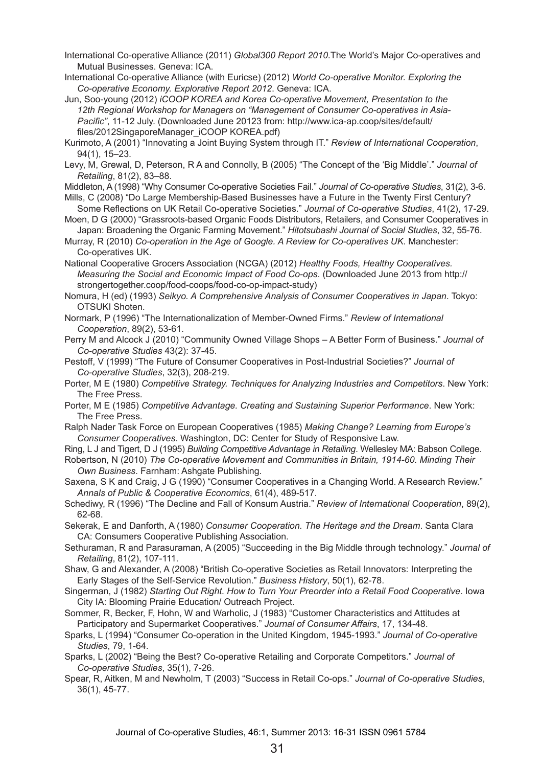International Co-operative Alliance (2011) *Global300 Report 2010.*The World's Major Co-operatives and Mutual Businesses. Geneva: ICA.

International Co-operative Alliance (with Euricse) (2012) *World Co-operative Monitor. Exploring the Co-operative Economy. Explorative Report 2012*. Geneva: ICA.

Jun, Soo-young (2012) *iCOOP KOREA and Korea Co-operative Movement, Presentation to the 12th Regional Workshop for Managers on "Management of Consumer Co-operatives in Asia-Pacific"*, 11-12 July. (Downloaded June 20123 from: http://www.ica-ap.coop/sites/default/files/2012SingaporeManager_iCOOP KOREA.pdf)

Kurimoto, A (2001) "Innovating a Joint Buying System through IT." *Review of International Cooperation*, 94(1), 15–23.

Levy, M, Grewal, D, Peterson, R A and Connolly, B (2005) "The Concept of the 'Big Middle'." *Journal of Retailing*, 81(2), 83–88.

Middleton, A (1998) "Why Consumer Co-operative Societies Fail." *Journal of Co-operative Studies*, 31(2), 3-6.

Mills, C (2008) "Do Large Membership-Based Businesses have a Future in the Twenty First Century? Some Reflections on UK Retail Co-operative Societies." *Journal of Co-operative Studies*, 41(2), 17-29.

Moen, D G (2000) "Grassroots-based Organic Foods Distributors, Retailers, and Consumer Cooperatives in Japan: Broadening the Organic Farming Movement." *Hitotsubashi Journal of Social Studies*, 32, 55-76.

Murray, R (2010) *Co-operation in the Age of Google. A Review for Co-operatives UK*. Manchester: Co-operatives UK.

National Cooperative Grocers Association (NCGA) (2012) *Healthy Foods, Healthy Cooperatives. Measuring the Social and Economic Impact of Food Co-ops*. (Downloaded June 2013 from http://strongertogether.coop/food-coops/food-co-op-impact-study)

Nomura, H (ed) (1993) *Seikyo. A Comprehensive Analysis of Consumer Cooperatives in Japan*. Tokyo: OTSUKI Shoten.

Normark, P (1996) "The Internationalization of Member-Owned Firms." *Review of International Cooperation*, 89(2), 53-61.

Perry M and Alcock J (2010) "Community Owned Village Shops – A Better Form of Business." *Journal of Co-operative Studies* 43(2): 37-45.

Pestoff, V (1999) "The Future of Consumer Cooperatives in Post-Industrial Societies?" *Journal of Co-operative Studies*, 32(3), 208-219.

Porter, M E (1980) *Competitive Strategy. Techniques for Analyzing Industries and Competitors*. New York: The Free Press.

Porter, M E (1985) *Competitive Advantage. Creating and Sustaining Superior Performance*. New York: The Free Press.

Ralph Nader Task Force on European Cooperatives (1985) *Making Change? Learning from Europe's Consumer Cooperatives*. Washington, DC: Center for Study of Responsive Law.

Ring, L J and Tigert, D J (1995) *Building Competitive Advantage in Retailing*. Wellesley MA: Babson College.

Robertson, N (2010) *The Co-operative Movement and Communities in Britain, 1914-60. Minding Their Own Business*. Farnham: Ashgate Publishing.

Saxena, S K and Craig, J G (1990) "Consumer Cooperatives in a Changing World. A Research Review." *Annals of Public & Cooperative Economics*, 61(4), 489-517.

Schediwy, R (1996) "The Decline and Fall of Konsum Austria." *Review of International Cooperation*, 89(2), 62-68.

Sekerak, E and Danforth, A (1980) *Consumer Cooperation. The Heritage and the Dream*. Santa Clara CA: Consumers Cooperative Publishing Association.

Sethuraman, R and Parasuraman, A (2005) "Succeeding in the Big Middle through technology." *Journal of Retailing*, 81(2), 107-111.

Shaw, G and Alexander, A (2008) "British Co-operative Societies as Retail Innovators: Interpreting the Early Stages of the Self-Service Revolution." *Business History*, 50(1), 62-78.

Singerman, J (1982) *Starting Out Right. How to Turn Your Preorder into a Retail Food Cooperative*. Iowa City IA: Blooming Prairie Education/ Outreach Project.

Sommer, R, Becker, F, Hohn, W and Warholic, J (1983) "Customer Characteristics and Attitudes at Participatory and Supermarket Cooperatives." *Journal of Consumer Affairs*, 17, 134-48.

Sparks, L (1994) "Consumer Co-operation in the United Kingdom, 1945-1993." *Journal of Co-operative Studies*, 79, 1-64.

Sparks, L (2002) "Being the Best? Co-operative Retailing and Corporate Competitors." *Journal of Co-operative Studies*, 35(1), 7-26.

Spear, R, Aitken, M and Newholm, T (2003) "Success in Retail Co-ops." *Journal of Co-operative Studies*, 36(1), 45-77.